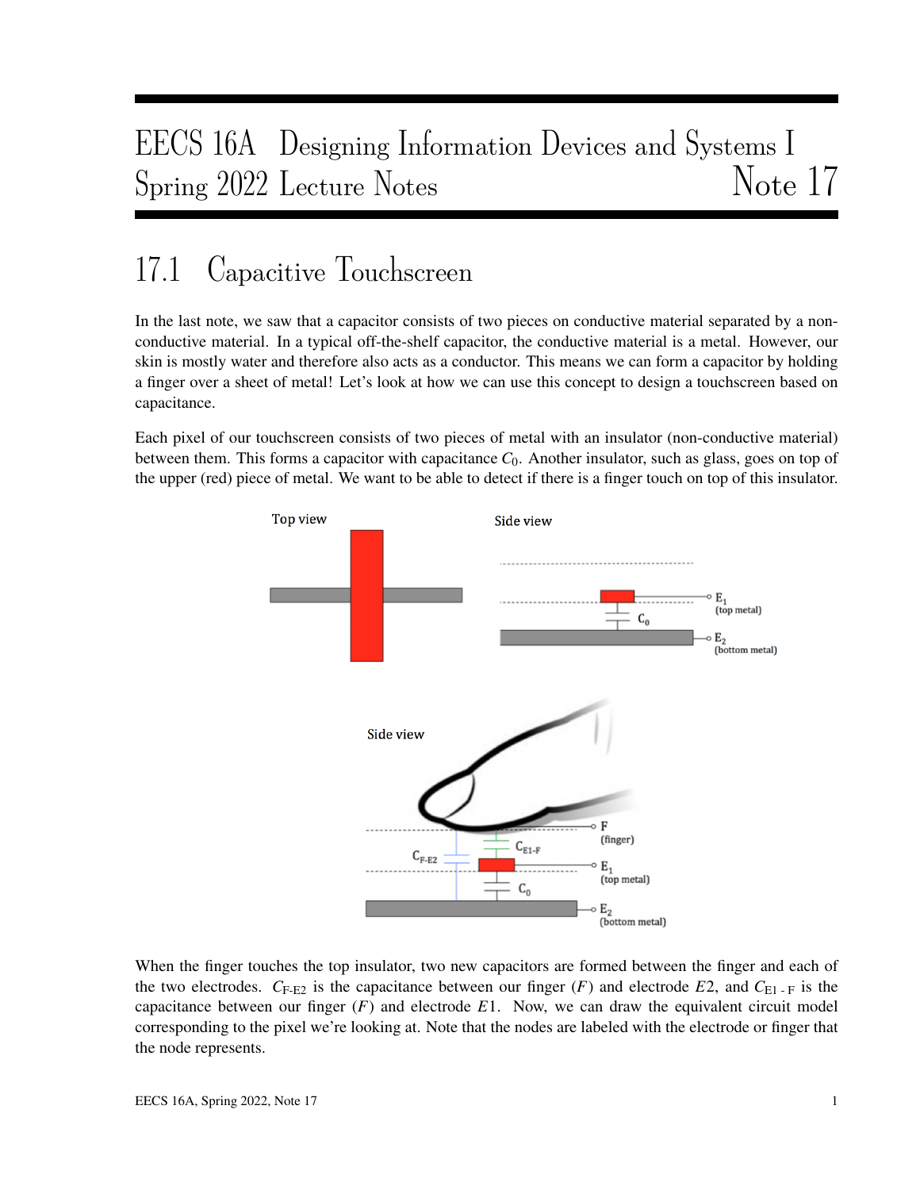# EECS 16A Designing Information Devices and Systems I
# Spring 2022 Lecture Notes — Note 17

## 17.1 Capacitive Touchscreen

In the last note, we saw that a capacitor consists of two pieces on conductive material separated by a non-conductive material. In a typical off-the-shelf capacitor, the conductive material is a metal. However, our skin is mostly water and therefore also acts as a conductor. This means we can form a capacitor by holding a finger over a sheet of metal! Let's look at how we can use this concept to design a touchscreen based on capacitance.

Each pixel of our touchscreen consists of two pieces of metal with an insulator (non-conductive material) between them. This forms a capacitor with capacitance $C_0$. Another insulator, such as glass, goes on top of the upper (red) piece of metal. We want to be able to detect if there is a finger touch on top of this insulator.

When the finger touches the top insulator, two new capacitors are formed between the finger and each of the two electrodes. $C_{\text{F-E2}}$ is the capacitance between our finger ($F$) and electrode $E2$, and $C_{\text{E1 - F}}$ is the capacitance between our finger ($F$) and electrode $E1$. Now, we can draw the equivalent circuit model corresponding to the pixel we're looking at. Note that the nodes are labeled with the electrode or finger that the node represents.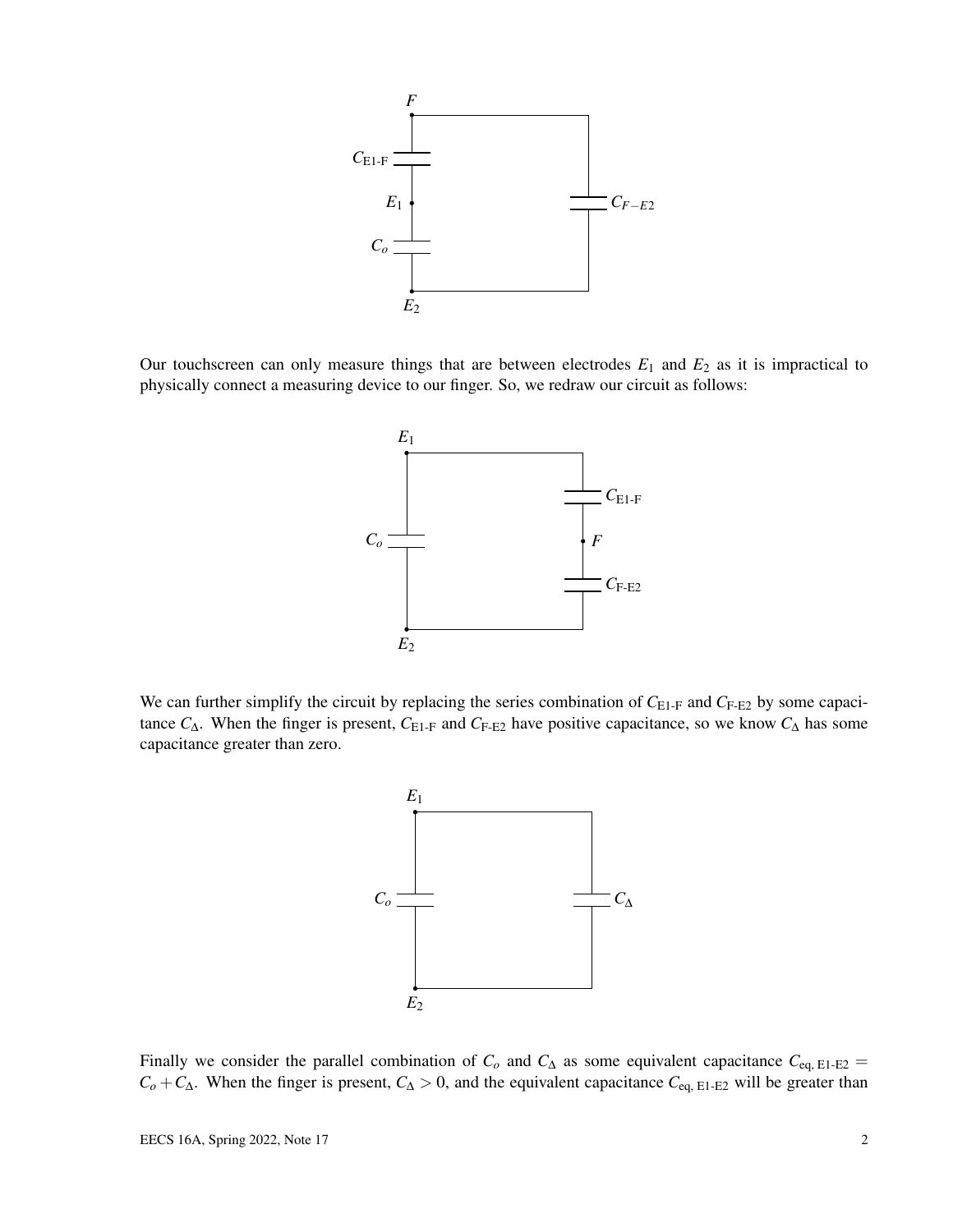Our touchscreen can only measure things that are between electrodes $E_1$ and $E_2$ as it is impractical to physically connect a measuring device to our finger. So, we redraw our circuit as follows:

We can further simplify the circuit by replacing the series combination of $C_{\text{E1-F}}$ and $C_{\text{F-E2}}$ by some capacitance $C_\Delta$. When the finger is present, $C_{\text{E1-F}}$ and $C_{\text{F-E2}}$ have positive capacitance, so we know $C_\Delta$ has some capacitance greater than zero.

Finally we consider the parallel combination of $C_o$ and $C_\Delta$ as some equivalent capacitance $C_{\text{eq, E1-E2}} = C_o + C_\Delta$. When the finger is present, $C_\Delta > 0$, and the equivalent capacitance $C_{\text{eq, E1-E2}}$ will be greater than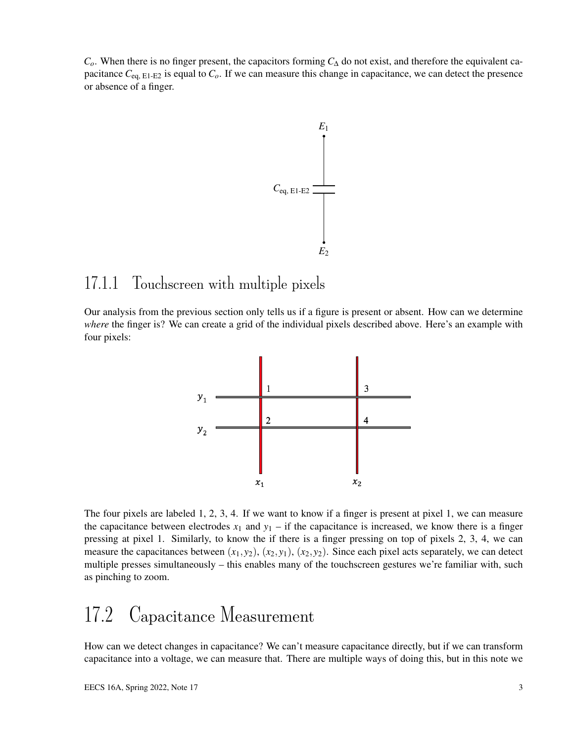$C_o$. When there is no finger present, the capacitors forming $C_\Delta$ do not exist, and therefore the equivalent capacitance $C_{\text{eq, E1-E2}}$ is equal to $C_o$. If we can measure this change in capacitance, we can detect the presence or absence of a finger.

## 17.1.1 Touchscreen with multiple pixels

Our analysis from the previous section only tells us if a figure is present or absent. How can we determine *where* the finger is? We can create a grid of the individual pixels described above. Here's an example with four pixels:

The four pixels are labeled 1, 2, 3, 4. If we want to know if a finger is present at pixel 1, we can measure the capacitance between electrodes $x_1$ and $y_1$ – if the capacitance is increased, we know there is a finger pressing at pixel 1. Similarly, to know the if there is a finger pressing on top of pixels 2, 3, 4, we can measure the capacitances between $(x_1, y_2)$, $(x_2, y_1)$, $(x_2, y_2)$. Since each pixel acts separately, we can detect multiple presses simultaneously – this enables many of the touchscreen gestures we're familiar with, such as pinching to zoom.

# 17.2 Capacitance Measurement

How can we detect changes in capacitance? We can't measure capacitance directly, but if we can transform capacitance into a voltage, we can measure that. There are multiple ways of doing this, but in this note we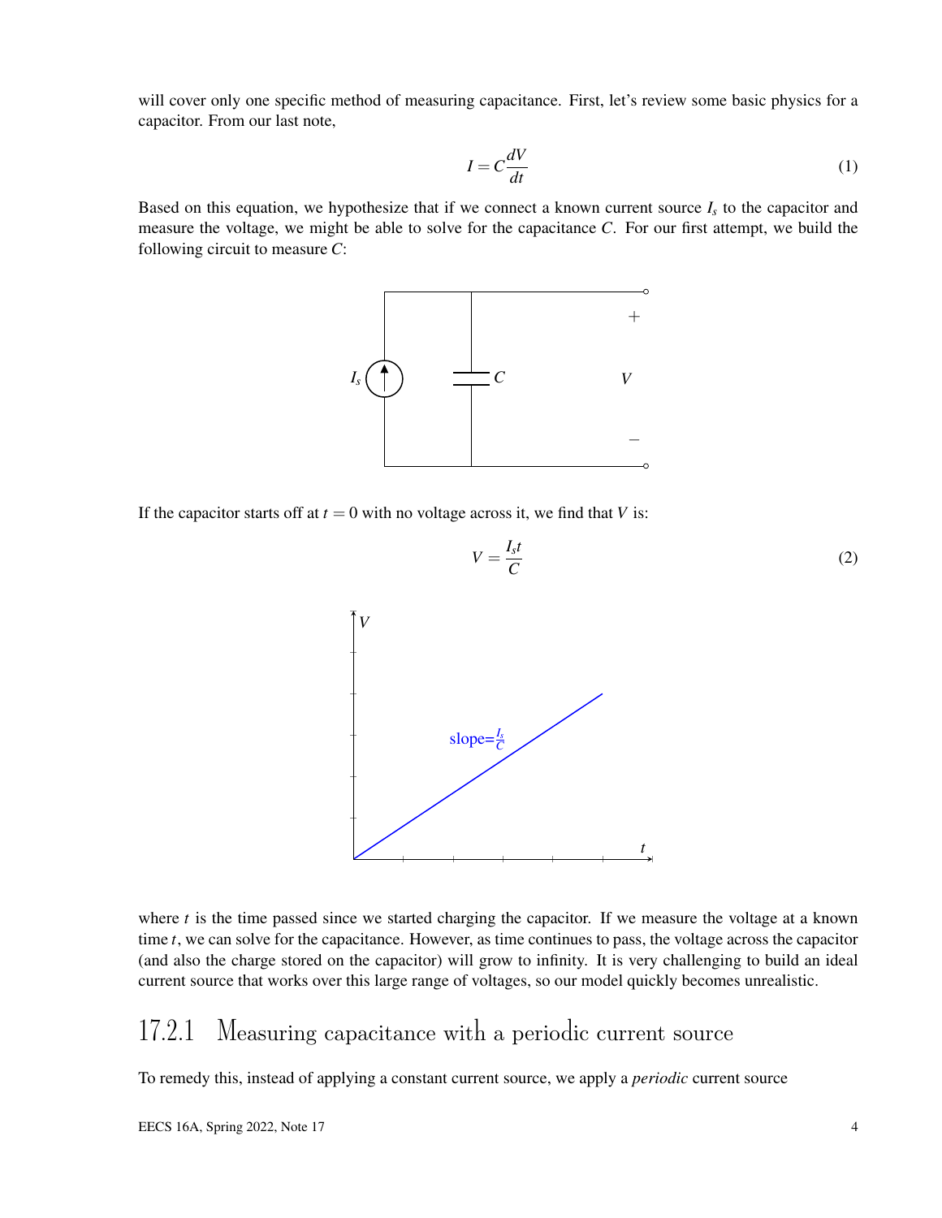will cover only one specific method of measuring capacitance. First, let's review some basic physics for a capacitor. From our last note,

$$I = C\frac{dV}{dt} \tag{1}$$

Based on this equation, we hypothesize that if we connect a known current source $I_s$ to the capacitor and measure the voltage, we might be able to solve for the capacitance $C$. For our first attempt, we build the following circuit to measure $C$:

If the capacitor starts off at $t = 0$ with no voltage across it, we find that $V$ is:

$$V = \frac{I_s t}{C} \tag{2}$$

where $t$ is the time passed since we started charging the capacitor. If we measure the voltage at a known time $t$, we can solve for the capacitance. However, as time continues to pass, the voltage across the capacitor (and also the charge stored on the capacitor) will grow to infinity. It is very challenging to build an ideal current source that works over this large range of voltages, so our model quickly becomes unrealistic.

### 17.2.1 Measuring capacitance with a periodic current source

To remedy this, instead of applying a constant current source, we apply a *periodic* current source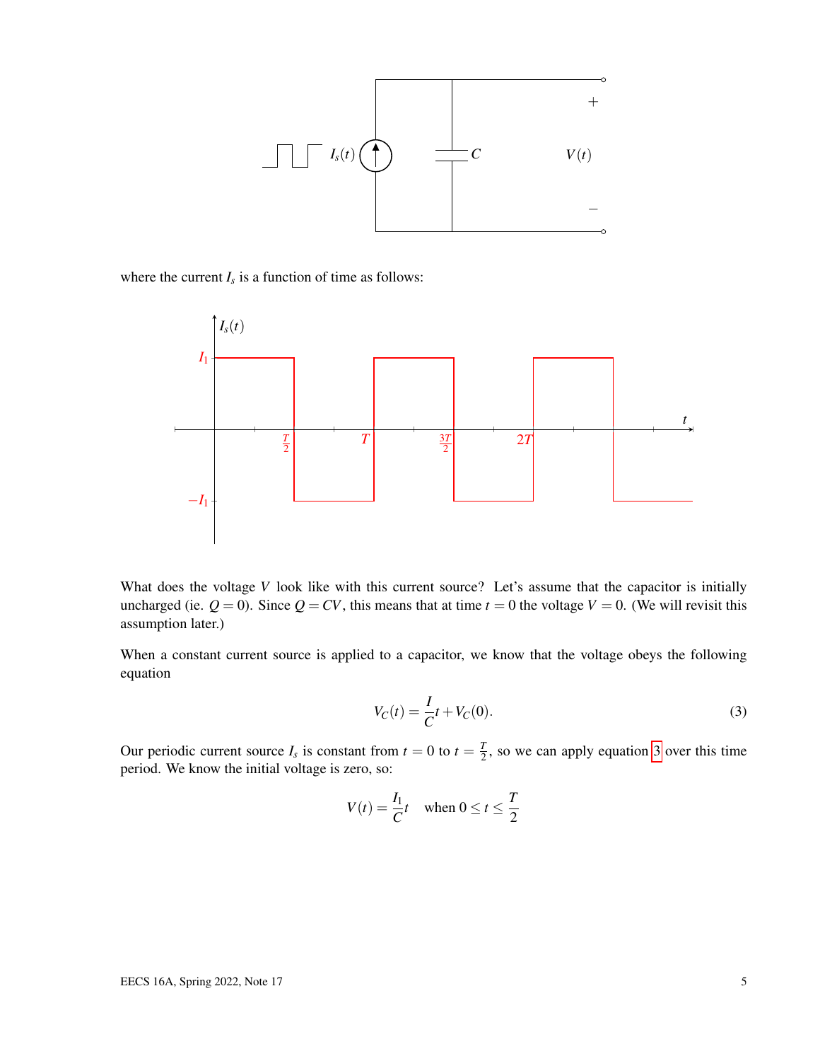where the current $I_s$ is a function of time as follows:

What does the voltage $V$ look like with this current source? Let's assume that the capacitor is initially uncharged (ie. $Q = 0$). Since $Q = CV$, this means that at time $t = 0$ the voltage $V = 0$. (We will revisit this assumption later.)

When a constant current source is applied to a capacitor, we know that the voltage obeys the following equation

$$V_C(t) = \frac{I}{C}t + V_C(0). \tag{3}$$

Our periodic current source $I_s$ is constant from $t = 0$ to $t = \frac{T}{2}$, so we can apply equation 3 over this time period. We know the initial voltage is zero, so:

$$V(t) = \frac{I_1}{C}t \quad \text{when } 0 \le t \le \frac{T}{2}$$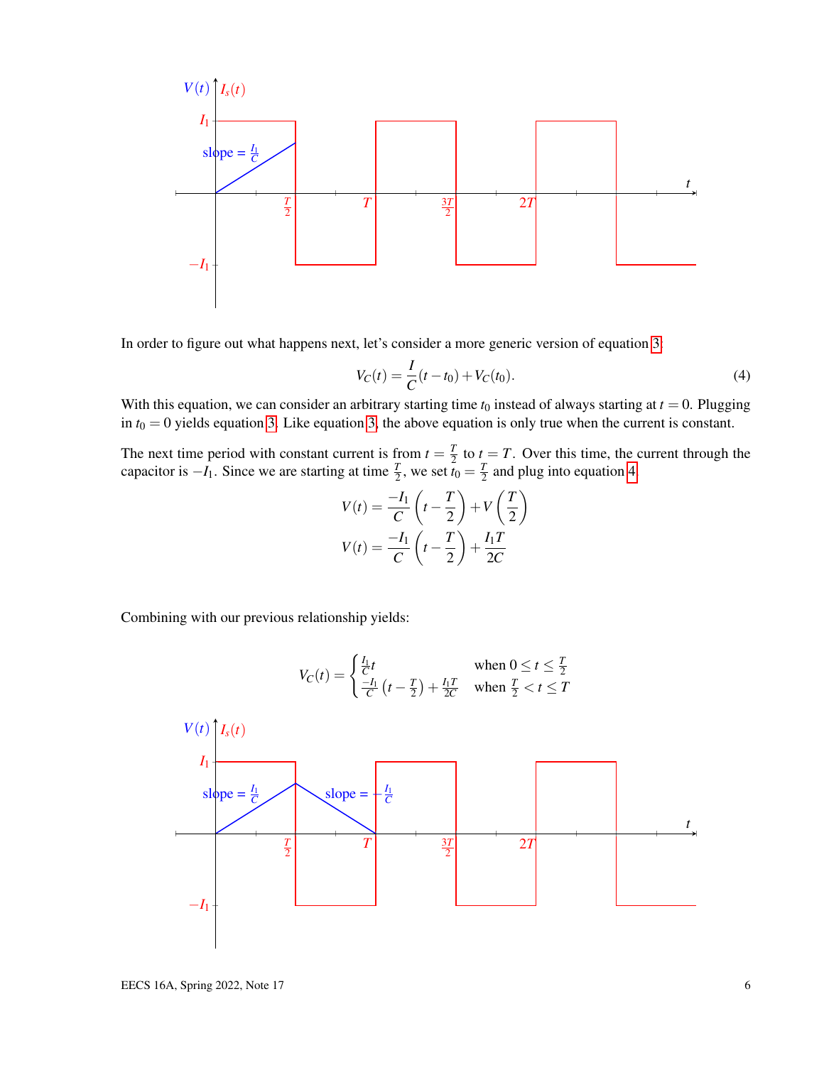In order to figure out what happens next, let's consider a more generic version of equation 3:

$$V_C(t) = \frac{I}{C}(t - t_0) + V_C(t_0). \tag{4}$$

With this equation, we can consider an arbitrary starting time $t_0$ instead of always starting at $t = 0$. Plugging in $t_0 = 0$ yields equation 3. Like equation 3, the above equation is only true when the current is constant.

The next time period with constant current is from $t = \frac{T}{2}$ to $t = T$. Over this time, the current through the capacitor is $-I_1$. Since we are starting at time $\frac{T}{2}$, we set $t_0 = \frac{T}{2}$ and plug into equation 4.

$$V(t) = \frac{-I_1}{C}\left(t - \frac{T}{2}\right) + V\left(\frac{T}{2}\right)$$

$$V(t) = \frac{-I_1}{C}\left(t - \frac{T}{2}\right) + \frac{I_1 T}{2C}$$

Combining with our previous relationship yields:

$$V_C(t) = \begin{cases} \frac{I_1}{C}t & \text{when } 0 \leq t \leq \frac{T}{2} \\ \frac{-I_1}{C}\left(t - \frac{T}{2}\right) + \frac{I_1 T}{2C} & \text{when } \frac{T}{2} < t \leq T \end{cases}$$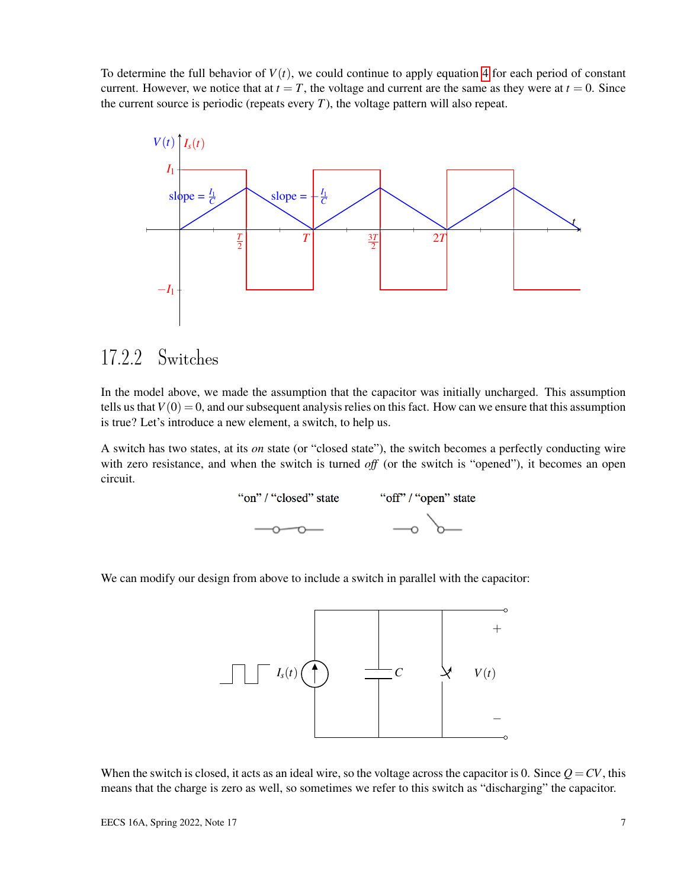To determine the full behavior of $V(t)$, we could continue to apply equation 4 for each period of constant current. However, we notice that at $t = T$, the voltage and current are the same as they were at $t = 0$. Since the current source is periodic (repeats every $T$), the voltage pattern will also repeat.

### 17.2.2 Switches

In the model above, we made the assumption that the capacitor was initially uncharged. This assumption tells us that $V(0) = 0$, and our subsequent analysis relies on this fact. How can we ensure that this assumption is true? Let's introduce a new element, a switch, to help us.

A switch has two states, at its *on* state (or "closed state"), the switch becomes a perfectly conducting wire with zero resistance, and when the switch is turned *off* (or the switch is "opened"), it becomes an open circuit.

"on" / "closed" state "off" / "open" state

We can modify our design from above to include a switch in parallel with the capacitor:

When the switch is closed, it acts as an ideal wire, so the voltage across the capacitor is 0. Since $Q = CV$, this means that the charge is zero as well, so sometimes we refer to this switch as "discharging" the capacitor.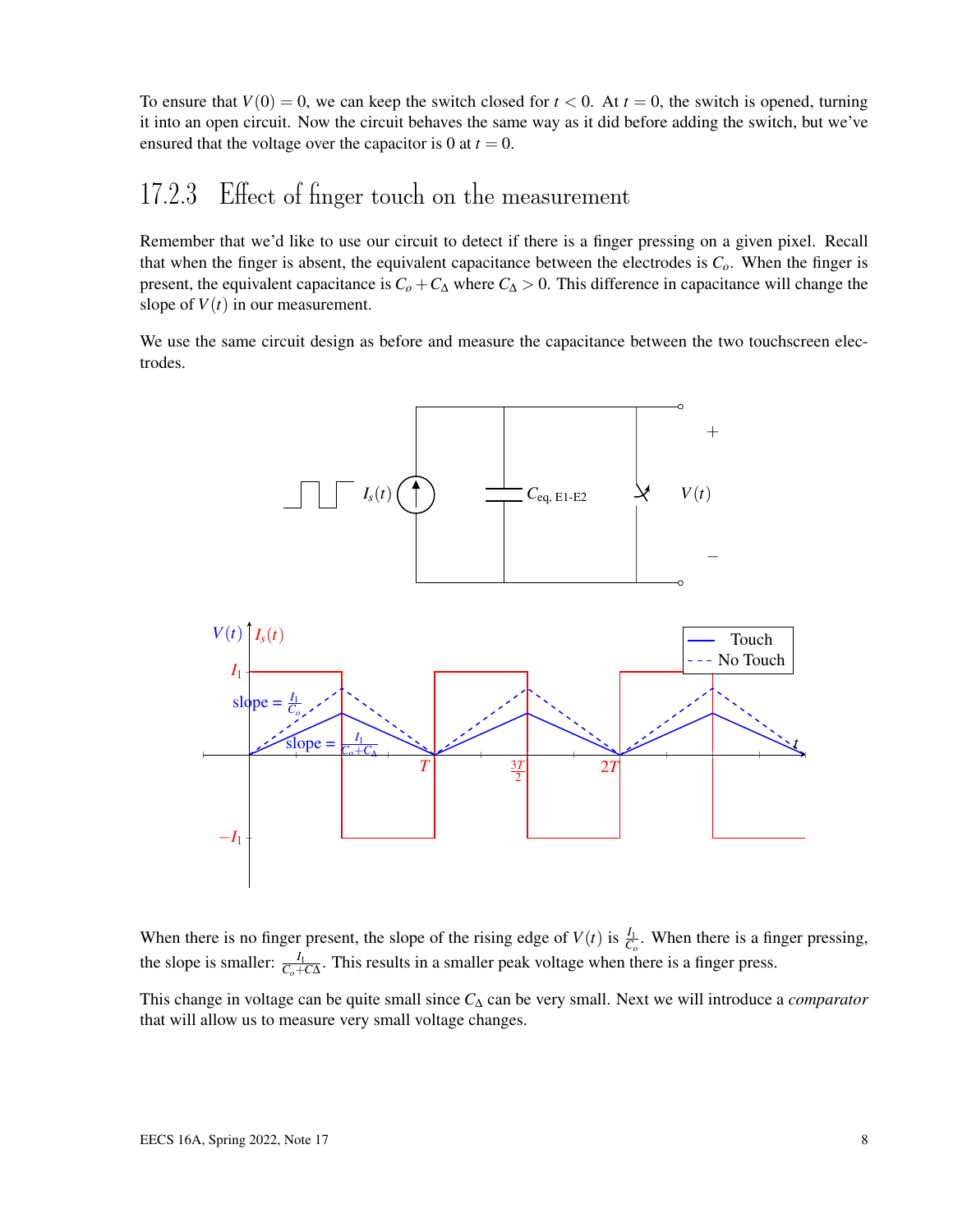To ensure that $V(0) = 0$, we can keep the switch closed for $t < 0$. At $t = 0$, the switch is opened, turning it into an open circuit. Now the circuit behaves the same way as it did before adding the switch, but we've ensured that the voltage over the capacitor is 0 at $t = 0$.

### 17.2.3 Effect of finger touch on the measurement

Remember that we'd like to use our circuit to detect if there is a finger pressing on a given pixel. Recall that when the finger is absent, the equivalent capacitance between the electrodes is $C_o$. When the finger is present, the equivalent capacitance is $C_o + C_\Delta$ where $C_\Delta > 0$. This difference in capacitance will change the slope of $V(t)$ in our measurement.

We use the same circuit design as before and measure the capacitance between the two touchscreen electrodes.

When there is no finger present, the slope of the rising edge of $V(t)$ is $\frac{I_1}{C_o}$. When there is a finger pressing, the slope is smaller: $\frac{I_1}{C_o + C\Delta}$. This results in a smaller peak voltage when there is a finger press.

This change in voltage can be quite small since $C_\Delta$ can be very small. Next we will introduce a *comparator* that will allow us to measure very small voltage changes.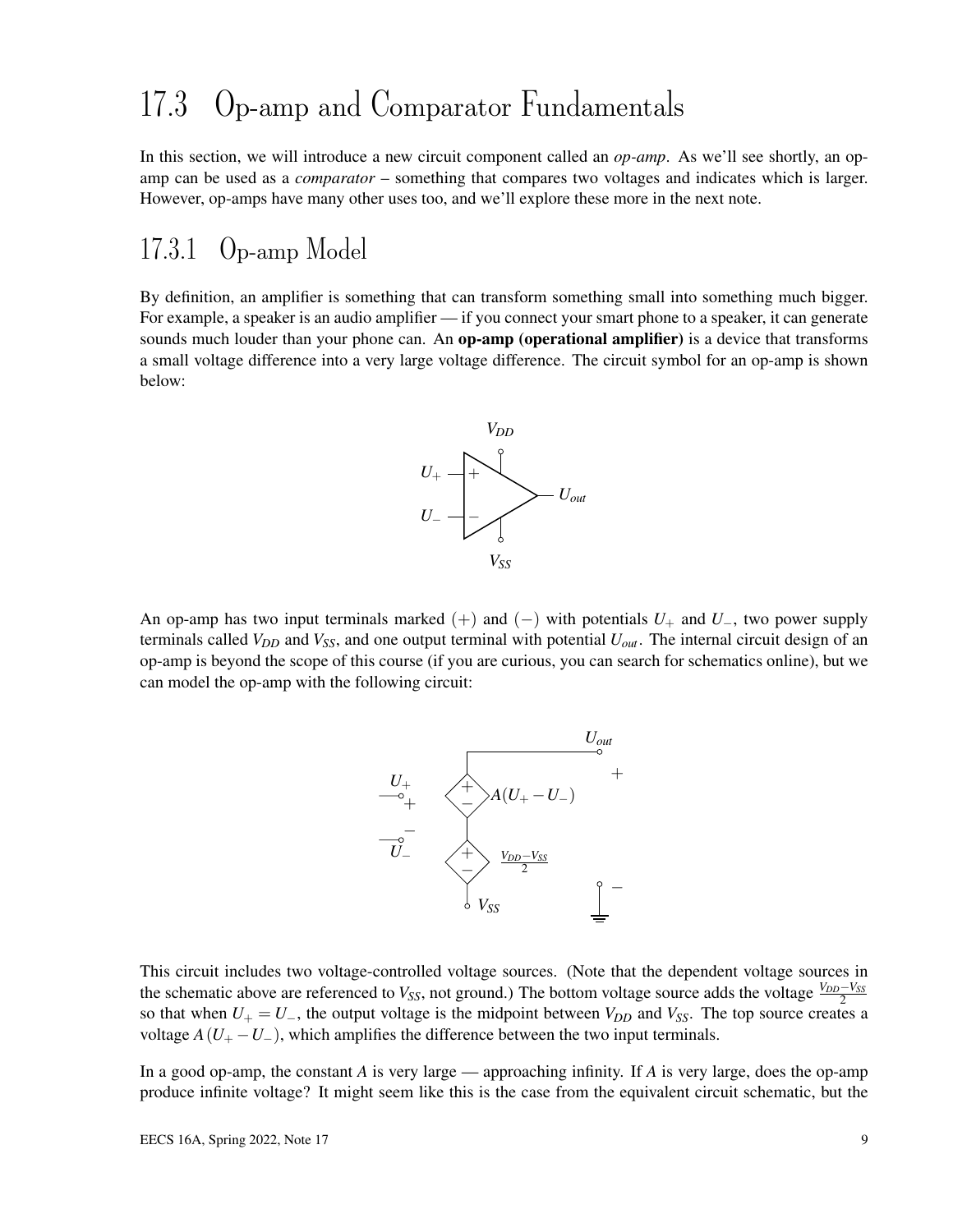## 17.3 Op-amp and Comparator Fundamentals

In this section, we will introduce a new circuit component called an *op-amp*. As we'll see shortly, an op-amp can be used as a *comparator* – something that compares two voltages and indicates which is larger. However, op-amps have many other uses too, and we'll explore these more in the next note.

### 17.3.1 Op-amp Model

By definition, an amplifier is something that can transform something small into something much bigger. For example, a speaker is an audio amplifier — if you connect your smart phone to a speaker, it can generate sounds much louder than your phone can. An **op-amp (operational amplifier)** is a device that transforms a small voltage difference into a very large voltage difference. The circuit symbol for an op-amp is shown below:

An op-amp has two input terminals marked $(+)$ and $(-)$ with potentials $U_+$ and $U_-$, two power supply terminals called $V_{DD}$ and $V_{SS}$, and one output terminal with potential $U_{out}$. The internal circuit design of an op-amp is beyond the scope of this course (if you are curious, you can search for schematics online), but we can model the op-amp with the following circuit:

This circuit includes two voltage-controlled voltage sources. (Note that the dependent voltage sources in the schematic above are referenced to $V_{SS}$, not ground.) The bottom voltage source adds the voltage $\frac{V_{DD}-V_{SS}}{2}$ so that when $U_+ = U_-$, the output voltage is the midpoint between $V_{DD}$ and $V_{SS}$. The top source creates a voltage $A(U_+ - U_-)$, which amplifies the difference between the two input terminals.

In a good op-amp, the constant $A$ is very large — approaching infinity. If $A$ is very large, does the op-amp produce infinite voltage? It might seem like this is the case from the equivalent circuit schematic, but the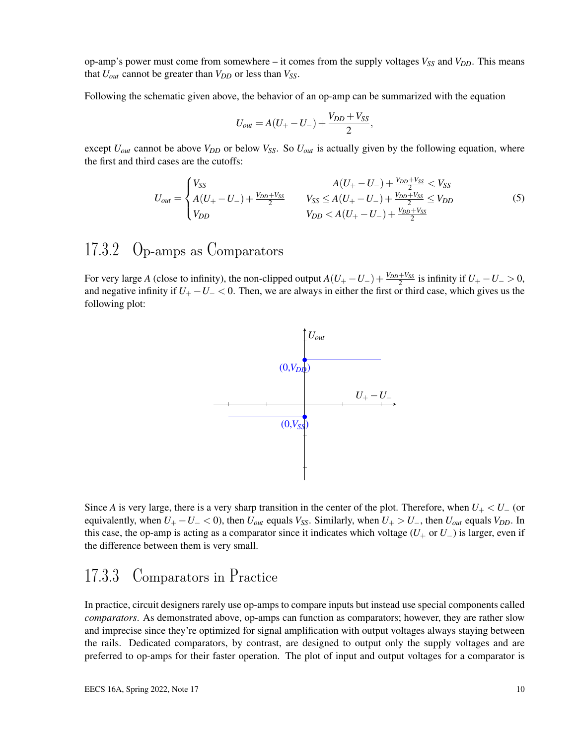op-amp's power must come from somewhere – it comes from the supply voltages $V_{SS}$ and $V_{DD}$. This means that $U_{out}$ cannot be greater than $V_{DD}$ or less than $V_{SS}$.

Following the schematic given above, the behavior of an op-amp can be summarized with the equation

$$U_{out} = A(U_+ - U_-) + \frac{V_{DD} + V_{SS}}{2},$$

except $U_{out}$ cannot be above $V_{DD}$ or below $V_{SS}$. So $U_{out}$ is actually given by the following equation, where the first and third cases are the cutoffs:

$$U_{out} = \begin{cases} V_{SS} & A(U_+ - U_-) + \frac{V_{DD}+V_{SS}}{2} < V_{SS} \\ A(U_+ - U_-) + \frac{V_{DD}+V_{SS}}{2} & V_{SS} \leq A(U_+ - U_-) + \frac{V_{DD}+V_{SS}}{2} \leq V_{DD} \\ V_{DD} & V_{DD} < A(U_+ - U_-) + \frac{V_{DD}+V_{SS}}{2} \end{cases} \tag{5}$$

## 17.3.2 Op-amps as Comparators

For very large $A$ (close to infinity), the non-clipped output $A(U_+ - U_-) + \frac{V_{DD}+V_{SS}}{2}$ is infinity if $U_+ - U_- > 0$, and negative infinity if $U_+ - U_- < 0$. Then, we are always in either the first or third case, which gives us the following plot:

Since $A$ is very large, there is a very sharp transition in the center of the plot. Therefore, when $U_+ < U_-$ (or equivalently, when $U_+ - U_- < 0$), then $U_{out}$ equals $V_{SS}$. Similarly, when $U_+ > U_-$, then $U_{out}$ equals $V_{DD}$. In this case, the op-amp is acting as a comparator since it indicates which voltage ($U_+$ or $U_-$) is larger, even if the difference between them is very small.

## 17.3.3 Comparators in Practice

In practice, circuit designers rarely use op-amps to compare inputs but instead use special components called *comparators*. As demonstrated above, op-amps can function as comparators; however, they are rather slow and imprecise since they're optimized for signal amplification with output voltages always staying between the rails. Dedicated comparators, by contrast, are designed to output only the supply voltages and are preferred to op-amps for their faster operation. The plot of input and output voltages for a comparator is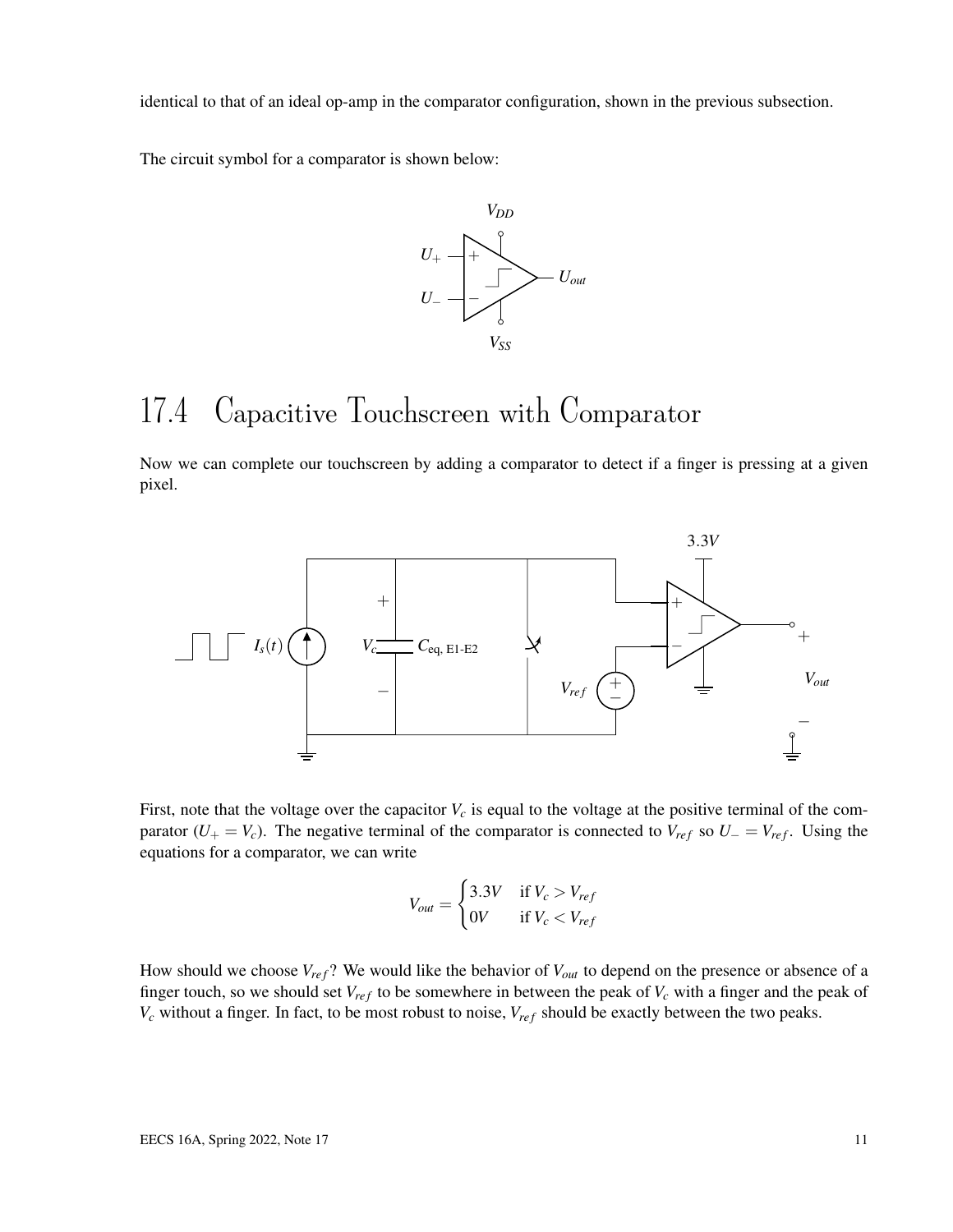identical to that of an ideal op-amp in the comparator configuration, shown in the previous subsection.

The circuit symbol for a comparator is shown below:

# 17.4 Capacitive Touchscreen with Comparator

Now we can complete our touchscreen by adding a comparator to detect if a finger is pressing at a given pixel.

First, note that the voltage over the capacitor $V_c$ is equal to the voltage at the positive terminal of the comparator ($U_+ = V_c$). The negative terminal of the comparator is connected to $V_{ref}$ so $U_- = V_{ref}$. Using the equations for a comparator, we can write

$$V_{out} = \begin{cases} 3.3V & \text{if } V_c > V_{ref} \\ 0V & \text{if } V_c < V_{ref} \end{cases}$$

How should we choose $V_{ref}$? We would like the behavior of $V_{out}$ to depend on the presence or absence of a finger touch, so we should set $V_{ref}$ to be somewhere in between the peak of $V_c$ with a finger and the peak of $V_c$ without a finger. In fact, to be most robust to noise, $V_{ref}$ should be exactly between the two peaks.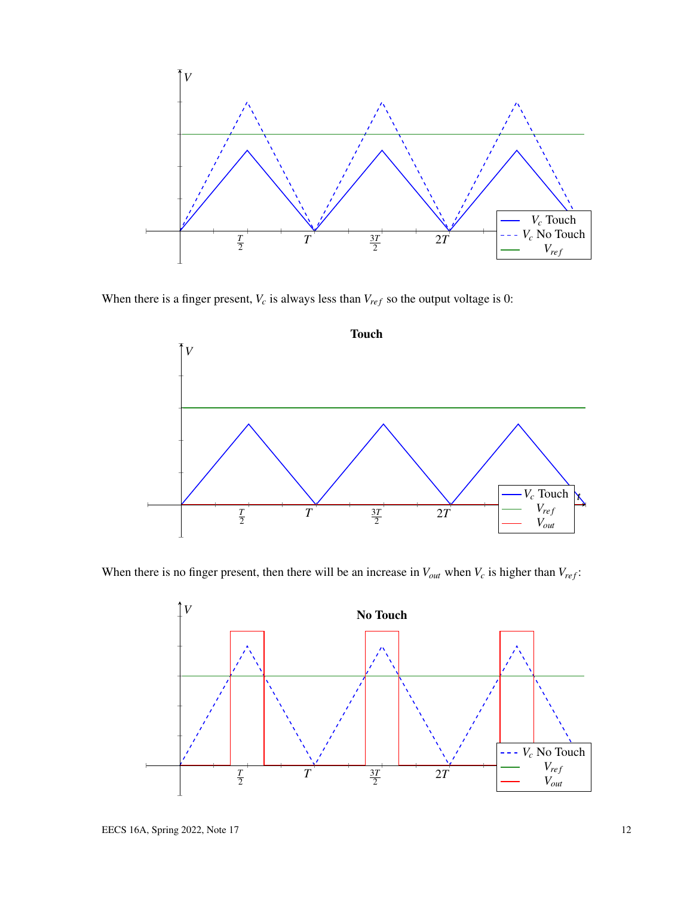When there is a finger present, $V_c$ is always less than $V_{ref}$ so the output voltage is 0:

When there is no finger present, then there will be an increase in $V_{out}$ when $V_c$ is higher than $V_{ref}$: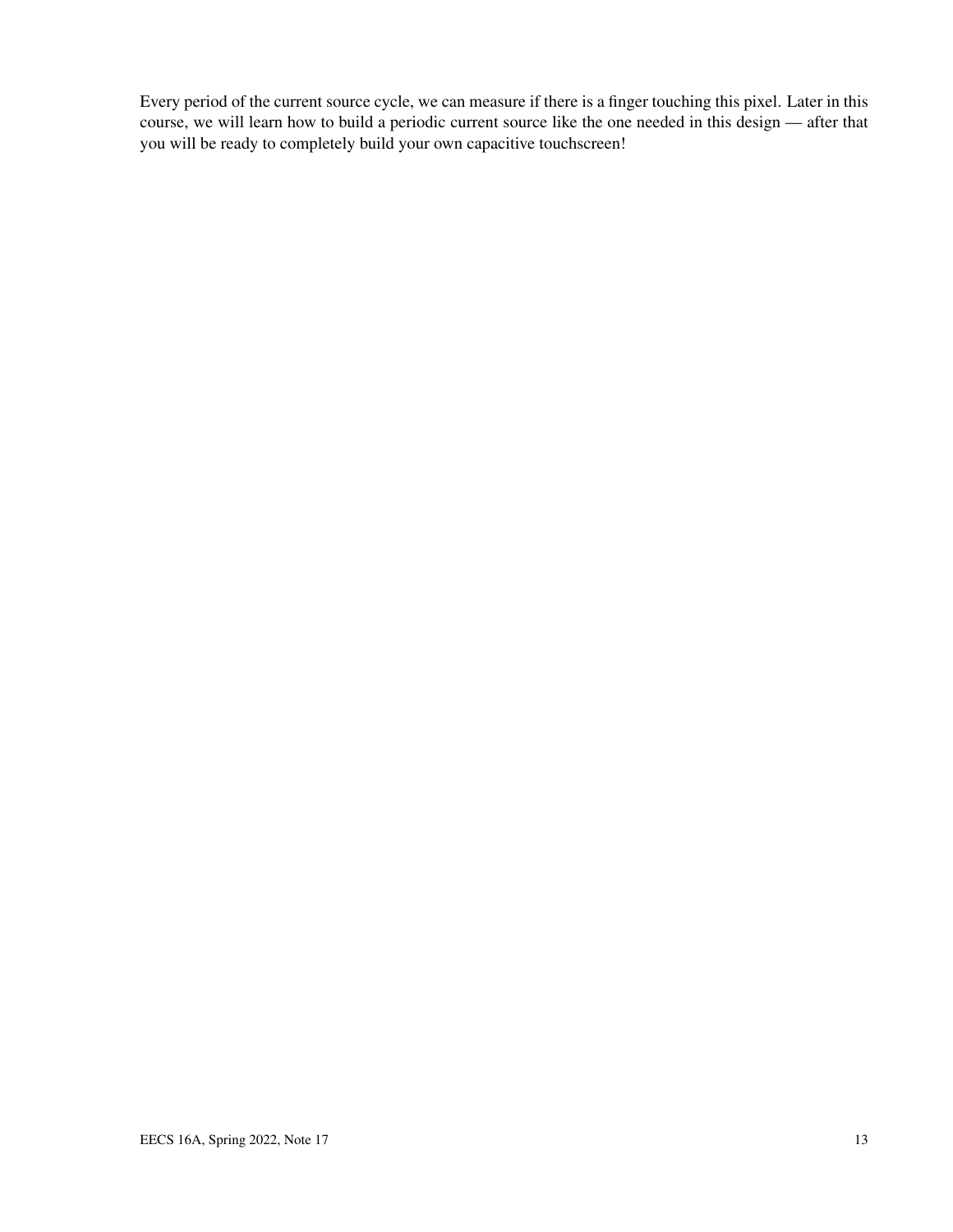Every period of the current source cycle, we can measure if there is a finger touching this pixel. Later in this course, we will learn how to build a periodic current source like the one needed in this design — after that you will be ready to completely build your own capacitive touchscreen!